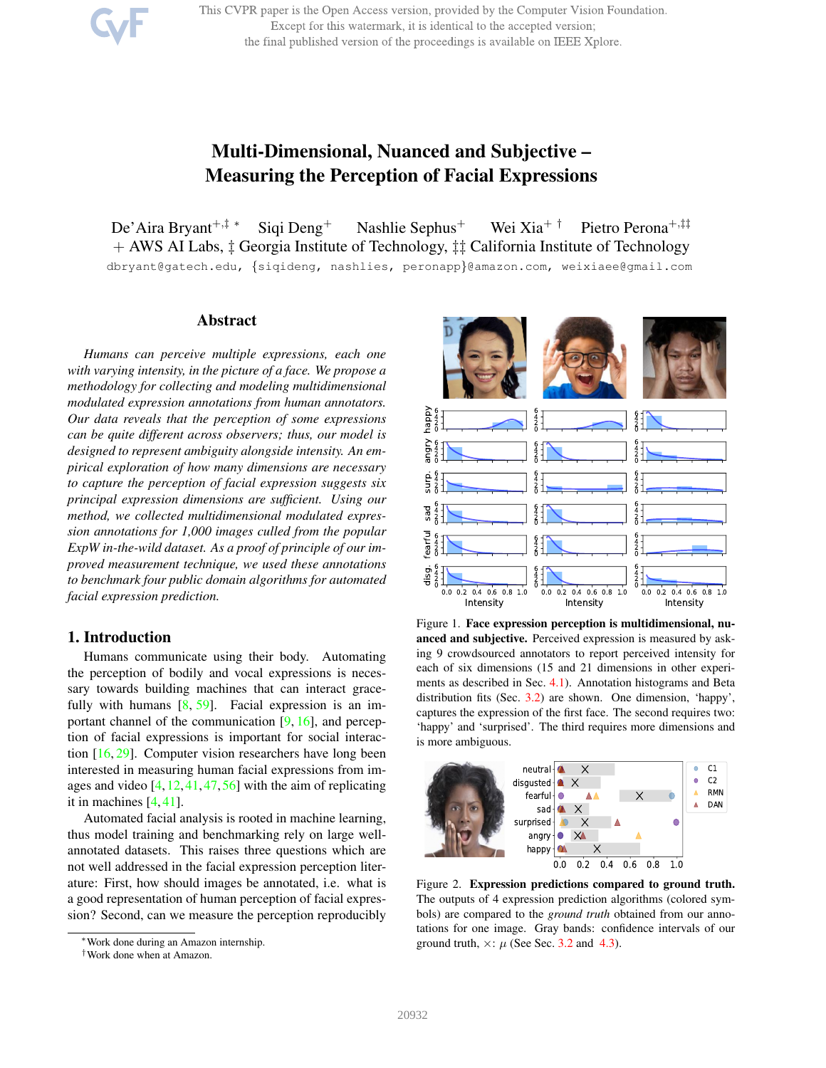This CVPR paper is the Open Access version, provided by the Computer Vision Foundation. Except for this watermark, it is identical to the accepted version; the final published version of the proceedings is available on IEEE Xplore.

# Multi-Dimensional, Nuanced and Subjective – Measuring the Perception of Facial Expressions

De'Aira Bryant[+,‡ *] Siqi Deng[+] Nashlie Sephus[+] Wei Xia[+ †] Pietro Perona[+,‡‡]

+ AWS AI Labs, ‡ Georgia Institute of Technology, ‡‡ California Institute of Technology

dbryant@gatech.edu, {siqideng, nashlies, peronapp}@amazon.com, weixiaee@gmail.com

## Abstract

*Humans can perceive multiple expressions, each one with varying intensity, in the picture of a face. We propose a methodology for collecting and modeling multidimensional modulated expression annotations from human annotators. Our data reveals that the perception of some expressions can be quite different across observers; thus, our model is designed to represent ambiguity alongside intensity. An empirical exploration of how many dimensions are necessary to capture the perception of facial expressions suggests six principal expression dimensions are sufficient. Using our method, we collected multidimensional modulated expression annotations for 1,000 images culled from the popular ExpW in-the-wild dataset. As a proof of principle of our improved measurement technique, we used these annotations to benchmark four public domain algorithms for automated facial expression prediction.*

## 1. Introduction

Humans communicate using their body. Automating the perception of bodily and vocal expressions is necessary towards building machines that can interact gracefully with humans [8, 59]. Facial expression is an important channel of the communication [9, 16], and perception of facial expressions is important for social interaction [16, 29]. Computer vision researchers have long been interested in measuring human facial expressions from images and video [4, 12, 41, 47, 56] with the aim of replicating it in machines [4, 41].

Automated facial analysis is rooted in machine learning, thus model training and benchmarking rely on large well-annotated datasets. This raises three questions which are not well addressed in the facial expression perception literature: First, how should images be annotated, i.e. what is a good representation of human perception of facial expression? Second, can we measure the perception reproducibly

*Work done during an Amazon internship.

†Work done when at Amazon.

Figure 1. **Face expression perception is multidimensional, nuanced and subjective.** Perceived expression is measured by asking 9 crowdsourced annotators to report perceived intensity for each of six dimensions (15 and 21 dimensions in other experiments as described in Sec. 4.1). Annotation histograms and Beta distribution fits (Sec. 3.2) are shown. One dimension, 'happy', captures the expression of the first face. The second requires two: 'happy' and 'surprised'. The third requires more dimensions and is more ambiguous.

Figure 2. **Expression predictions compared to ground truth.** The outputs of 4 expression prediction algorithms (colored symbols) are compared to the *ground truth* obtained from our annotations for one image. Gray bands: confidence intervals of our ground truth, ×: $\mu$ (See Sec. 3.2 and 4.3).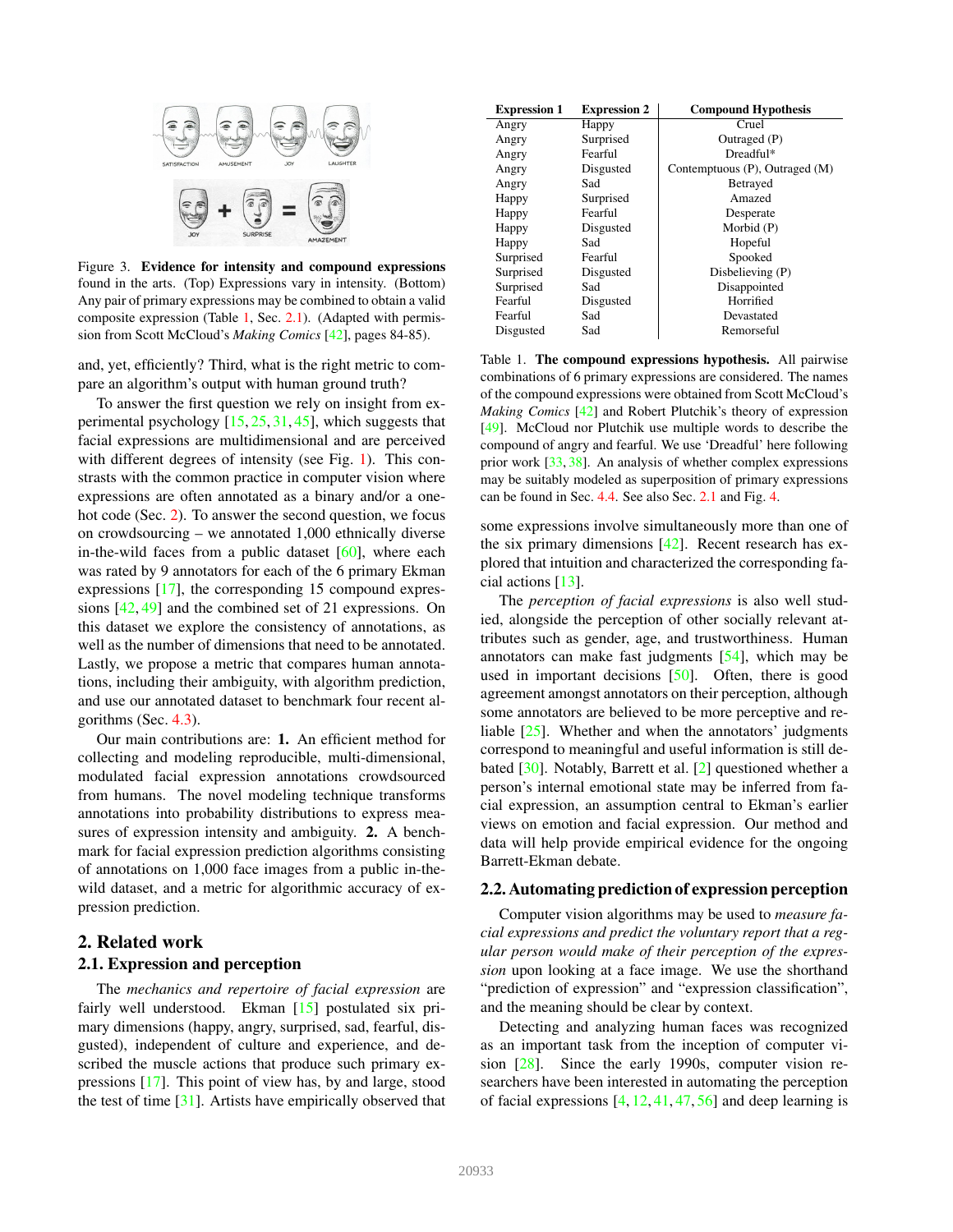Figure 3. **Evidence for intensity and compound expressions** found in the arts. (Top) Expressions vary in intensity. (Bottom) Any pair of primary expressions may be combined to obtain a valid composite expression (Table 1, Sec. 2.1). (Adapted with permission from Scott McCloud's *Making Comics* [42], pages 84-85).

and, yet, efficiently? Third, what is the right metric to compare an algorithm's output with human ground truth?

To answer the first question we rely on insight from experimental psychology [15, 25, 31, 45], which suggests that facial expressions are multidimensional and are perceived with different degrees of intensity (see Fig. 1). This constrasts with the common practice in computer vision where expressions are often annotated as a binary and/or a one-hot code (Sec. 2). To answer the second question, we focus on crowdsourcing – we annotated 1,000 ethnically diverse in-the-wild faces from a public dataset [60], where each was rated by 9 annotators for each of the 6 primary Ekman expressions [17], the corresponding 15 compound expressions [42, 49] and the combined set of 21 expressions. On this dataset we explore the consistency of annotations, as well as the number of dimensions that need to be annotated. Lastly, we propose a metric that compares human annotations, including their ambiguity, with algorithm prediction, and use our annotated dataset to benchmark four recent algorithms (Sec. 4.3).

Our main contributions are: **1.** An efficient method for collecting and modeling reproducible, multi-dimensional, modulated facial expression annotations crowdsourced from humans. The novel modeling technique transforms annotations into probability distributions to express measures of expression intensity and ambiguity. **2.** A benchmark for facial expression prediction algorithms consisting of annotations on 1,000 face images from a public in-the-wild dataset, and a metric for algorithmic accuracy of expression prediction.

## 2. Related work

### 2.1. Expression and perception

The *mechanics and repertoire of facial expression* are fairly well understood. Ekman [15] postulated six primary dimensions (happy, angry, surprised, sad, fearful, disgusted), independent of culture and experience, and described the muscle actions that produce such primary expressions [17]. This point of view has, by and large, stood the test of time [31]. Artists have empirically observed that some expressions involve simultaneously more than one of the six primary dimensions [42]. Recent research has explored that intuition and characterized the corresponding facial actions [13].

| Expression 1 | Expression 2 | Compound Hypothesis |
|---|---|---|
| Angry | Happy | Cruel |
| Angry | Surprised | Outraged (P) |
| Angry | Fearful | Dreadful* |
| Angry | Disgusted | Contemptuous (P), Outraged (M) |
| Angry | Sad | Betrayed |
| Happy | Surprised | Amazed |
| Happy | Fearful | Desperate |
| Happy | Disgusted | Morbid (P) |
| Happy | Sad | Hopeful |
| Surprised | Fearful | Spooked |
| Surprised | Disgusted | Disbelieving (P) |
| Surprised | Sad | Disappointed |
| Fearful | Disgusted | Horrified |
| Fearful | Sad | Devastated |
| Disgusted | Sad | Remorseful |

Table 1. **The compound expressions hypothesis.** All pairwise combinations of 6 primary expressions are considered. The names of the compound expressions were obtained from Scott McCloud's *Making Comics* [42] and Robert Plutchik's theory of expression [49]. McCloud nor Plutchik use multiple words to describe the compound of angry and fearful. We use 'Dreadful' here following prior work [33, 38]. An analysis of whether complex expressions may be suitably modeled as superposition of primary expressions can be found in Sec. 4.4. See also Sec. 2.1 and Fig. 4.

The *perception of facial expressions* is also well studied, alongside the perception of other socially relevant attributes such as gender, age, and trustworthiness. Human annotators can make fast judgments [54], which may be used in important decisions [50]. Often, there is good agreement amongst annotators on their perception, although some annotators are believed to be more perceptive and reliable [25]. Whether and when the annotators' judgments correspond to meaningful and useful information is still debated [30]. Notably, Barrett et al. [2] questioned whether a person's internal emotional state may be inferred from facial expression, an assumption central to Ekman's earlier views on emotion and facial expression. Our method and data will help provide empirical evidence for the ongoing Barrett-Ekman debate.

### 2.2. Automating prediction of expression perception

Computer vision algorithms may be used to *measure facial expressions and predict the voluntary report that a regular person would make of their perception of the expression* upon looking at a face image. We use the shorthand "prediction of expression" and "expression classification", and the meaning should be clear by context.

Detecting and analyzing human faces was recognized as an important task from the inception of computer vision [28]. Since the early 1990s, computer vision researchers have been interested in automating the perception of facial expressions [4, 12, 41, 47, 56] and deep learning is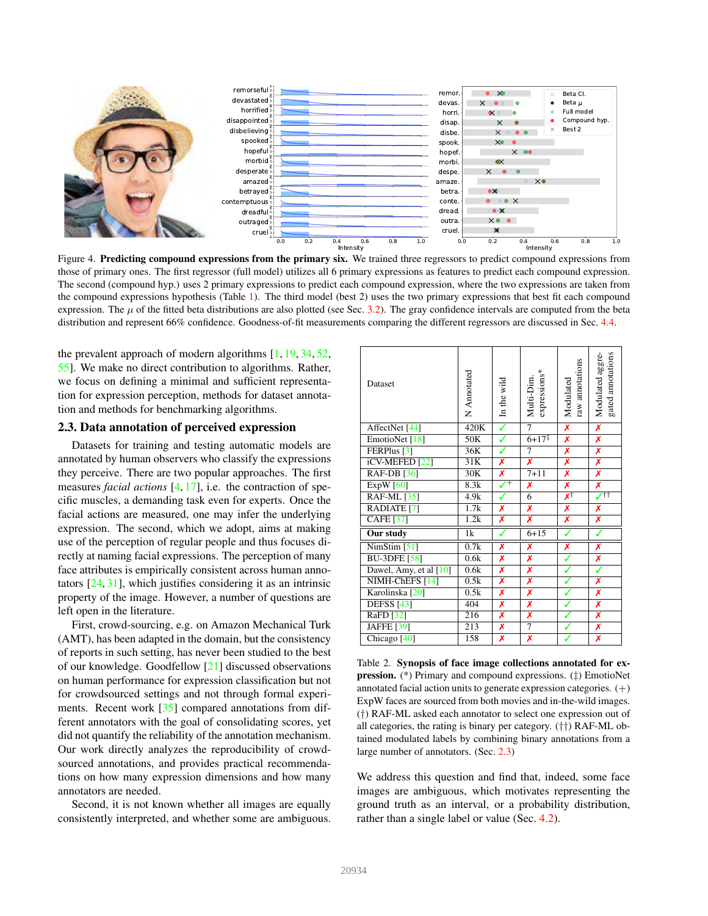Figure 4. **Predicting compound expressions from the primary six.** We trained three regressors to predict compound expressions from those of primary ones. The first regressor (full model) utilizes all 6 primary expressions as features to predict each compound expression. The second (compound hyp.) uses 2 primary expressions to predict each compound expression, where the two expressions are taken from the compound expressions hypothesis (Table 1). The third model (best 2) uses the two primary expressions that best fit each compound expression. The $\mu$ of the fitted beta distributions are also plotted (see Sec. 3.2). The gray confidence intervals are computed from the beta distribution and represent 66% confidence. Goodness-of-fit measurements comparing the different regressors are discussed in Sec. 4.4.

the prevalent approach of modern algorithms [1, 19, 34, 52, 55]. We make no direct contribution to algorithms. Rather, we focus on defining a minimal and sufficient representation for expression perception, methods for dataset annotation and methods for benchmarking algorithms.

### 2.3. Data annotation of perceived expression

Datasets for training and testing automatic models are annotated by human observers who classify the expressions they perceive. There are two popular approaches. The first measures *facial actions* [4, 17], i.e. the contraction of specific muscles, a demanding task even for experts. Once the facial actions are measured, one may infer the underlying expression. The second, which we adopt, aims at making use of the perception of regular people and thus focuses directly at naming facial expressions. The perception of many face attributes is empirically consistent across human annotators [24, 31], which justifies considering it as an intrinsic property of the image. However, a number of questions are left open in the literature.

First, crowd-sourcing, e.g. on Amazon Mechanical Turk (AMT), has been adapted in the domain, but the consistency of reports in such setting, has never been studied to the best of our knowledge. Goodfellow [21] discussed observations on human performance for expression classification but not for crowdsourced settings and not through formal experiments. Recent work [35] compared annotations from different annotators with the goal of consolidating scores, yet did not quantify the reliability of the annotation mechanism. Our work directly analyzes the reproducibility of crowd-sourced annotations, and provides practical recommendations on how many expression dimensions and how many annotators are needed.

Second, it is not known whether all images are equally consistently interpreted, and whether some are ambiguous. We address this question and find that, indeed, some face images are ambiguous, which motivates representing the ground truth as an interval, or a probability distribution, rather than a single label or value (Sec. 4.2).

| Dataset | N Annotated | In the wild | Multi-Dim. expressions* | Modulated raw annotations | Modulated aggregated annotations |
|---|---|---|---|---|---|
| AffectNet [44] | 420K | ✓ | 7 | ✗ | ✗ |
| EmotioNet [18] | 50K | ✓ | 6+17‡ | ✗ | ✗ |
| FERPlus [3] | 36K | ✓ | 7 | ✗ | ✗ |
| iCV-MEFED [22] | 31K | ✗ | ✗ | ✗ | ✗ |
| RAF-DB [36] | 30K | ✗ | 7+11 | ✗ | ✗ |
| ExpW [60] | 8.3k | ✓+ | ✗ | ✗ | ✗ |
| RAF-ML [35] | 4.9k | ✓ | 6 | ✗† | ✓†† |
| RADIATE [7] | 1.7k | ✗ | ✗ | ✗ | ✗ |
| CAFE [37] | 1.2k | ✗ | ✗ | ✗ | ✗ |
| **Our study** | 1k | ✓ | 6+15 | ✓ | ✓ |
| NimStim [51] | 0.7k | ✗ | ✗ | ✗ | ✗ |
| BU-3DFE [58] | 0.6k | ✗ | ✗ | ✓ | ✗ |
| Dawel, Amy, et al [10] | 0.6k | ✗ | ✗ | ✓ | ✓ |
| NIMH-ChEFS [14] | 0.5k | ✗ | ✗ | ✓ | ✗ |
| Karolinska [20] | 0.5k | ✗ | ✗ | ✓ | ✗ |
| DEFSS [43] | 404 | ✗ | ✗ | ✓ | ✗ |
| RaFD [32] | 216 | ✗ | ✗ | ✓ | ✗ |
| JAFFE [39] | 213 | ✗ | 7 | ✓ | ✗ |
| Chicago [40] | 158 | ✗ | ✗ | ✓ | ✗ |

Table 2. **Synopsis of face image collections annotated for expression.** (*) Primary and compound expressions. (‡) EmotioNet annotated facial action units to generate expression categories. (+) ExpW faces are sourced from both movies and in-the-wild images. (†) RAF-ML asked each annotator to select one expression out of all categories, the rating is binary per category. (††) RAF-ML obtained modulated labels by combining binary annotations from a large number of annotators. (Sec. 2.3)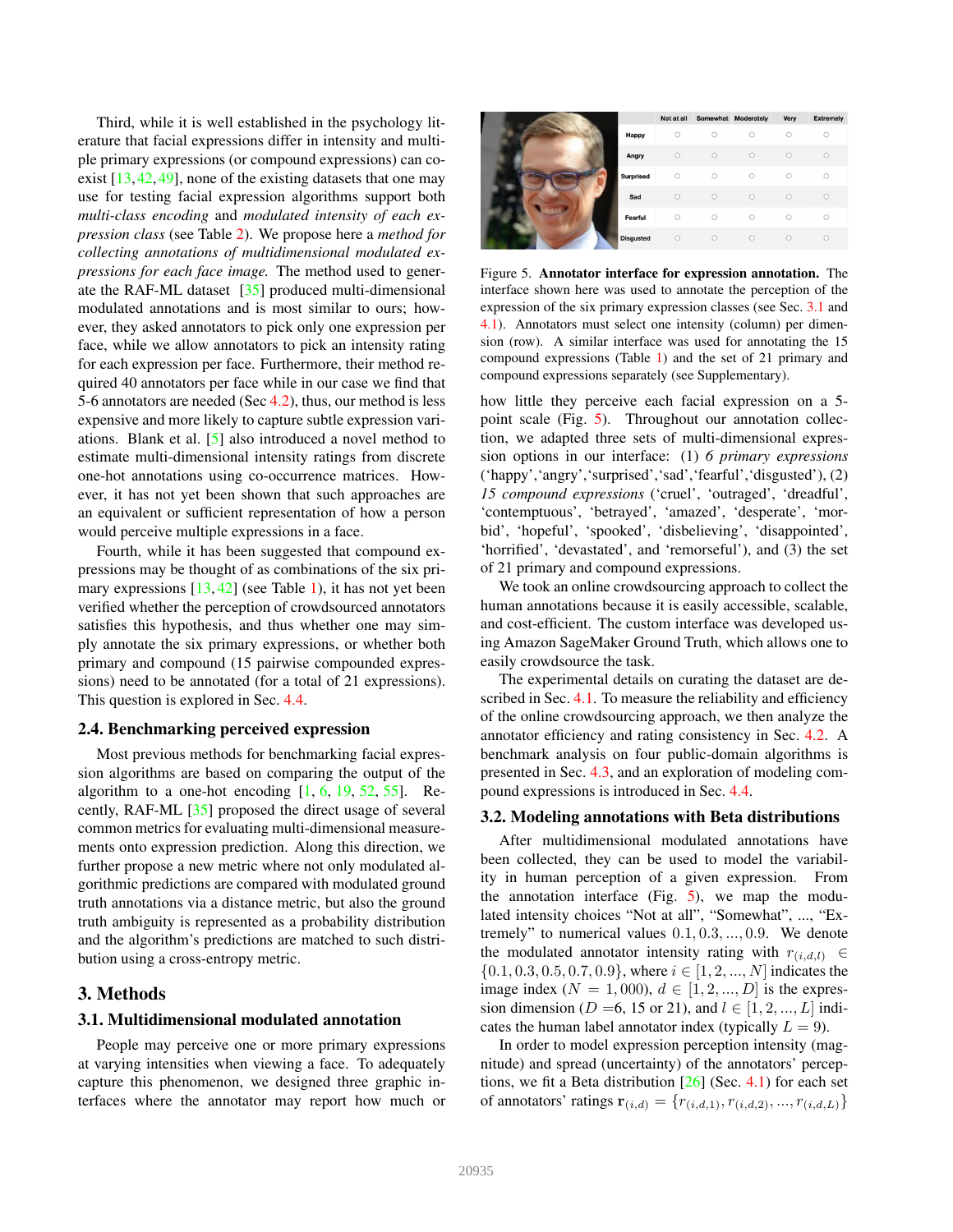Third, while it is well established in the psychology literature that facial expressions differ in intensity and multiple primary expressions (or compound expressions) can co-exist [13, 42, 49], none of the existing datasets that one may use for testing facial expression algorithms support both *multi-class encoding* and *modulated intensity of each expression class* (see Table 2). We propose here a *method for collecting annotations of multidimensional modulated expressions for each face image.* The method used to generate the RAF-ML dataset [35] produced multi-dimensional modulated annotations and is most similar to ours; however, they asked annotators to pick only one expression per face, while we allow annotators to pick an intensity rating for each expression per face. Furthermore, their method required 40 annotators per face while in our case we find that 5-6 annotators are needed (Sec 4.2), thus, our method is less expensive and more likely to capture subtle expression variations. Blank et al. [5] also introduced a novel method to estimate multi-dimensional intensity ratings from discrete one-hot annotations using co-occurrence matrices. However, it has not yet been shown that such approaches are an equivalent or sufficient representation of how a person would perceive multiple expressions in a face.

Fourth, while it has been suggested that compound expressions may be thought of as combinations of the six primary expressions [13, 42] (see Table 1), it has not yet been verified whether the perception of crowdsourced annotators satisfies this hypothesis, and thus whether one may simply annotate the six primary expressions, or whether both primary and compound (15 pairwise compounded expressions) need to be annotated (for a total of 21 expressions). This question is explored in Sec. 4.4.

### 2.4. Benchmarking perceived expression

Most previous methods for benchmarking facial expression algorithms are based on comparing the output of the algorithm to a one-hot encoding [1, 6, 19, 52, 55]. Recently, RAF-ML [35] proposed the direct usage of several common metrics for evaluating multi-dimensional measurements onto expression prediction. Along this direction, we further propose a new metric where not only modulated algorithmic predictions are compared with modulated ground truth annotations via a distance metric, but also the ground truth ambiguity is represented as a probability distribution and the algorithm's predictions are matched to such distribution using a cross-entropy metric.

## 3. Methods

### 3.1. Multidimensional modulated annotation

People may perceive one or more primary expressions at varying intensities when viewing a face. To adequately capture this phenomenon, we designed three graphic interfaces where the annotator may report how much or how little they perceive each facial expression on a 5-point scale (Fig. 5). Throughout our annotation collection, we adapted three sets of multi-dimensional expression options in our interface: (1) *6 primary expressions* ('happy','angry','surprised','sad','fearful','disgusted'), (2) *15 compound expressions* ('cruel', 'outraged', 'dreadful', 'contemptuous', 'betrayed', 'amazed', 'desperate', 'morbid', 'hopeful', 'spooked', 'disbelieving', 'disappointed', 'horrified', 'devastated', and 'remorseful'), and (3) the set of 21 primary and compound expressions.

| | Not at all | Somewhat | Moderately | Very | Extremely |
|---|---|---|---|---|---|
| Happy | ○ | ○ | ○ | ○ | ○ |
| Angry | ○ | ○ | ○ | ○ | ○ |
| Surprised | ○ | ○ | ○ | ○ | ○ |
| Sad | ○ | ○ | ○ | ○ | ○ |
| Fearful | ○ | ○ | ○ | ○ | ○ |
| Disgusted | ○ | ○ | ○ | ○ | ○ |

Figure 5. **Annotator interface for expression annotation.** The interface shown here was used to annotate the perception of the expression of the six primary expression classes (see Sec. 3.1 and 4.1). Annotators must select one intensity (column) per dimension (row). A similar interface was used for annotating the 15 compound expressions (Table 1) and the set of 21 primary and compound expressions separately (see Supplementary).

We took an online crowdsourcing approach to collect the human annotations because it is easily accessible, scalable, and cost-efficient. The custom interface was developed using Amazon SageMaker Ground Truth, which allows one to easily crowdsource the task.

The experimental details on curating the dataset are described in Sec. 4.1. To measure the reliability and efficiency of the online crowdsourcing approach, we then analyze the annotator efficiency and rating consistency in Sec. 4.2. A benchmark analysis on four public-domain algorithms is presented in Sec. 4.3, and an exploration of modeling compound expressions is introduced in Sec. 4.4.

### 3.2. Modeling annotations with Beta distributions

After multidimensional modulated annotations have been collected, they can be used to model the variability in human perception of a given expression. From the annotation interface (Fig. 5), we map the modulated intensity choices "Not at all", "Somewhat", ..., "Extremely" to numerical values $0.1, 0.3, ..., 0.9$. We denote the modulated annotator intensity rating with $r_{(i,d,l)} \in \{0.1, 0.3, 0.5, 0.7, 0.9\}$, where $i \in [1, 2, ..., N]$ indicates the image index ($N = 1,000$), $d \in [1, 2, ..., D]$ is the expression dimension ($D =$6, 15 or 21), and $l \in [1, 2, ..., L]$ indicates the human label annotator index (typically $L = 9$).

In order to model expression perception intensity (magnitude) and spread (uncertainty) of the annotators' perceptions, we fit a Beta distribution [26] (Sec. 4.1) for each set of annotators' ratings $\mathbf{r}_{(i,d)} = \{r_{(i,d,1)}, r_{(i,d,2)}, ..., r_{(i,d,L)}\}$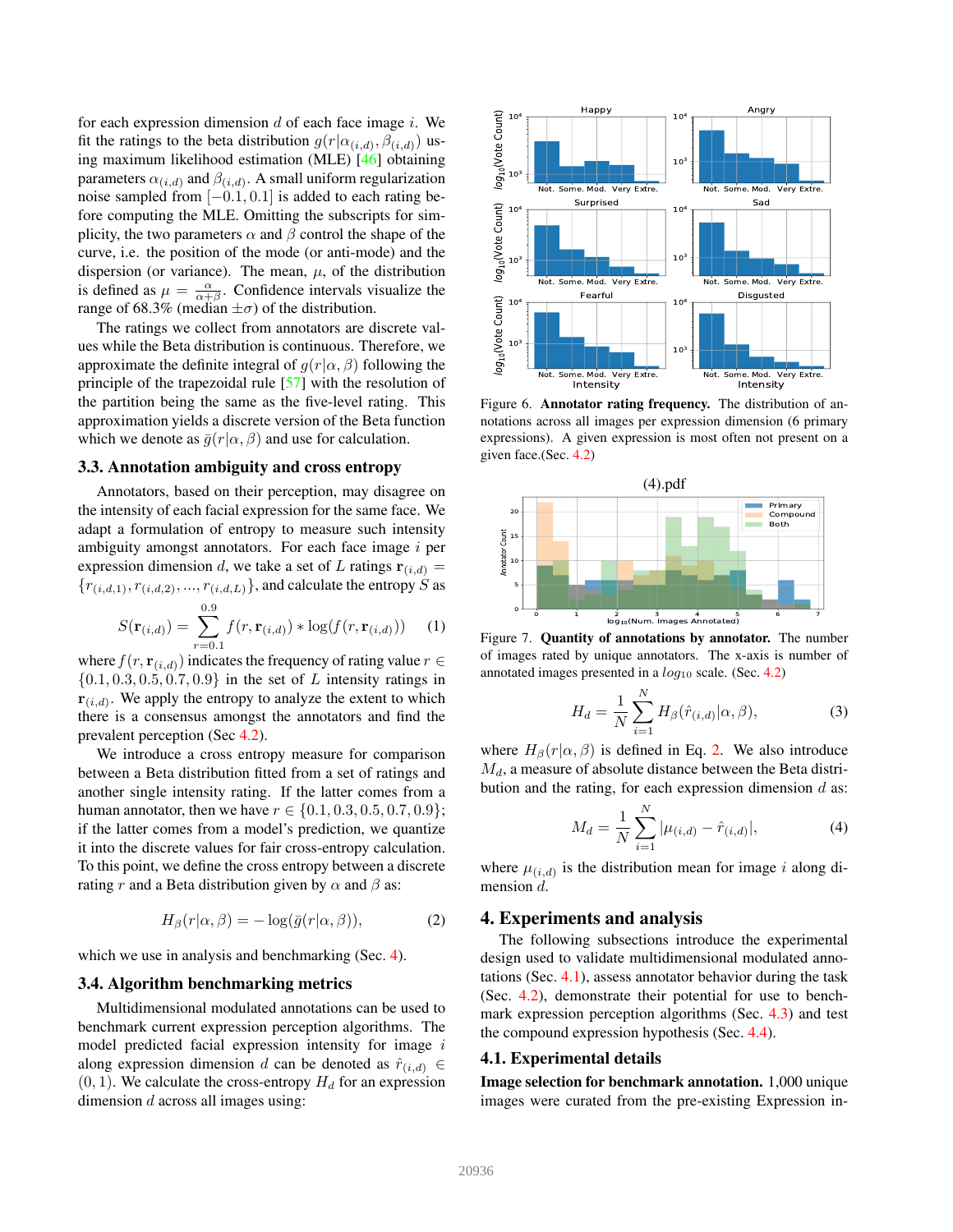for each expression dimension $d$ of each face image $i$. We fit the ratings to the beta distribution $g(r|\alpha_{(i,d)}, \beta_{(i,d)})$ using maximum likelihood estimation (MLE) [46] obtaining parameters $\alpha_{(i,d)}$ and $\beta_{(i,d)}$. A small uniform regularization noise sampled from $[-0.1, 0.1]$ is added to each rating before computing the MLE. Omitting the subscripts for simplicity, the two parameters $\alpha$ and $\beta$ control the shape of the curve, i.e. the position of the mode (or anti-mode) and the dispersion (or variance). The mean, $\mu$, of the distribution is defined as $\mu = \frac{\alpha}{\alpha+\beta}$. Confidence intervals visualize the range of 68.3% (median $\pm\sigma$) of the distribution.

The ratings we collect from annotators are discrete values while the Beta distribution is continuous. Therefore, we approximate the definite integral of $g(r|\alpha, \beta)$ following the principle of the trapezoidal rule [57] with the resolution of the partition being the same as the five-level rating. This approximation yields a discrete version of the Beta function which we denote as $\bar{g}(r|\alpha, \beta)$ and use for calculation.

### 3.3. Annotation ambiguity and cross entropy

Annotators, based on their perception, may disagree on the intensity of each facial expression for the same face. We adapt a formulation of entropy to measure such intensity ambiguity amongst annotators. For each face image $i$ per expression dimension $d$, we take a set of $L$ ratings $\mathbf{r}_{(i,d)} = \{r_{(i,d,1)}, r_{(i,d,2)}, ..., r_{(i,d,L)}\}$, and calculate the entropy $S$ as

$$S(\mathbf{r}_{(i,d)}) = \sum_{r=0.1}^{0.9} f(r, \mathbf{r}_{(i,d)}) * \log(f(r, \mathbf{r}_{(i,d)})) \quad (1)$$

where $f(r, \mathbf{r}_{(i,d)})$ indicates the frequency of rating value $r \in \{0.1, 0.3, 0.5, 0.7, 0.9\}$ in the set of $L$ intensity ratings in $\mathbf{r}_{(i,d)}$. We apply the entropy to analyze the extent to which there is a consensus amongst the annotators and find the prevalent perception (Sec 4.2).

We introduce a cross entropy measure for comparison between a Beta distribution fitted from a set of ratings and another single intensity rating. If the latter comes from a human annotator, then we have $r \in \{0.1, 0.3, 0.5, 0.7, 0.9\}$; if the latter comes from a model's prediction, we quantize it into the discrete values for fair cross-entropy calculation. To this point, we define the cross entropy between a discrete rating $r$ and a Beta distribution given by $\alpha$ and $\beta$ as:

$$H_\beta(r|\alpha, \beta) = -\log(\bar{g}(r|\alpha, \beta)), \quad (2)$$

which we use in analysis and benchmarking (Sec. 4).

### 3.4. Algorithm benchmarking metrics

Multidimensional modulated annotations can be used to benchmark current expression perception algorithms. The model predicted facial expression intensity for image $i$ along expression dimension $d$ can be denoted as $\hat{r}_{(i,d)} \in (0, 1)$. We calculate the cross-entropy $H_d$ for an expression dimension $d$ across all images using:

Figure 6. **Annotator rating frequency.** The distribution of annotations across all images per expression dimension (6 primary expressions). A given expression is most often not present on a given face.(Sec. 4.2)

Figure 7. **Quantity of annotations by annotator.** The number of images rated by unique annotators. The x-axis is number of annotated images presented in a $log_{10}$ scale. (Sec. 4.2)

$$H_d = \frac{1}{N}\sum_{i=1}^{N} H_\beta(\hat{r}_{(i,d)}|\alpha, \beta), \quad (3)$$

where $H_\beta(r|\alpha, \beta)$ is defined in Eq. 2. We also introduce $M_d$, a measure of absolute distance between the Beta distribution and the rating, for each expression dimension $d$ as:

$$M_d = \frac{1}{N}\sum_{i=1}^{N} |\mu_{(i,d)} - \hat{r}_{(i,d)}|, \quad (4)$$

where $\mu_{(i,d)}$ is the distribution mean for image $i$ along dimension $d$.

## 4. Experiments and analysis

The following subsections introduce the experimental design used to validate multidimensional modulated annotations (Sec. 4.1), assess annotator behavior during the task (Sec. 4.2), demonstrate their potential for use to benchmark expression perception algorithms (Sec. 4.3) and test the compound expression hypothesis (Sec. 4.4).

### 4.1. Experimental details

**Image selection for benchmark annotation.** 1,000 unique images were curated from the pre-existing Expression in-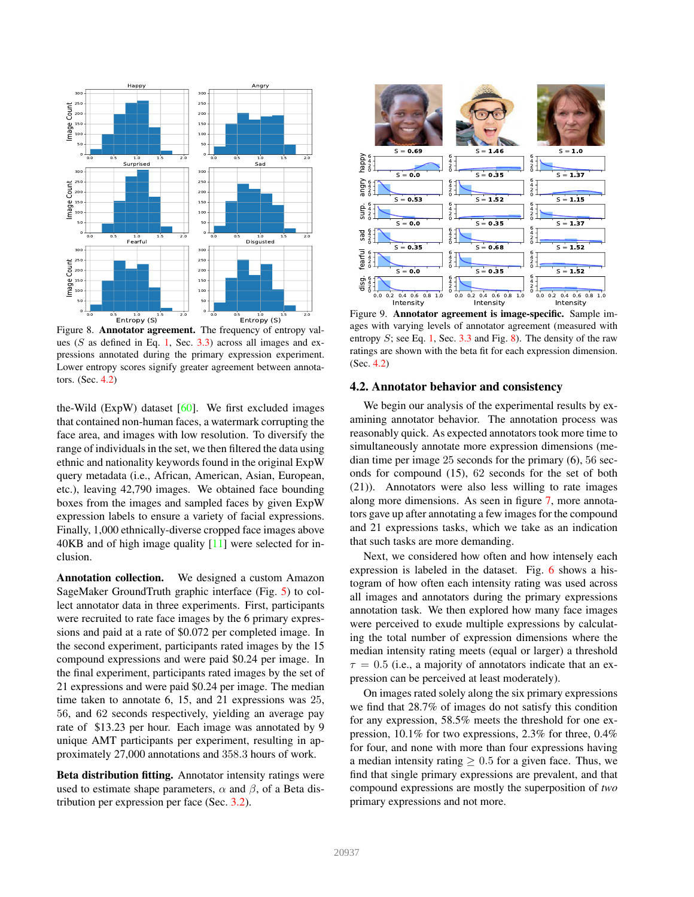Figure 8. **Annotator agreement.** The frequency of entropy values ($S$ as defined in Eq. 1, Sec. 3.3) across all images and expressions annotated during the primary expression experiment. Lower entropy scores signify greater agreement between annotators. (Sec. 4.2)

the-Wild (ExpW) dataset [60]. We first excluded images that contained non-human faces, a watermark corrupting the face area, and images with low resolution. To diversify the range of individuals in the set, we then filtered the data using ethnic and nationality keywords found in the original ExpW query metadata (i.e., African, American, Asian, European, etc.), leaving 42,790 images. We obtained face bounding boxes from the images and sampled faces by given ExpW expression labels to ensure a variety of facial expressions. Finally, 1,000 ethnically-diverse cropped face images above 40KB and of high image quality [11] were selected for inclusion.

**Annotation collection.** We designed a custom Amazon SageMaker GroundTruth graphic interface (Fig. 5) to collect annotator data in three experiments. First, participants were recruited to rate face images by the 6 primary expressions and paid at a rate of \$0.072 per completed image. In the second experiment, participants rated images by the 15 compound expressions and were paid \$0.24 per image. In the final experiment, participants rated images by the set of 21 expressions and were paid \$0.24 per image. The median time taken to annotate 6, 15, and 21 expressions was 25, 56, and 62 seconds respectively, yielding an average pay rate of \$13.23 per hour. Each image was annotated by 9 unique AMT participants per experiment, resulting in approximately 27,000 annotations and 358.3 hours of work.

**Beta distribution fitting.** Annotator intensity ratings were used to estimate shape parameters, $\alpha$ and $\beta$, of a Beta distribution per expression per face (Sec. 3.2).

Figure 9. **Annotator agreement is image-specific.** Sample images with varying levels of annotator agreement (measured with entropy $S$; see Eq. 1, Sec. 3.3 and Fig. 8). The density of the raw ratings are shown with the beta fit for each expression dimension. (Sec. 4.2)

## 4.2. Annotator behavior and consistency

We begin our analysis of the experimental results by examining annotator behavior. The annotation process was reasonably quick. As expected annotators took more time to simultaneously annotate more expression dimensions (median time per image 25 seconds for the primary (6), 56 seconds for compound (15), 62 seconds for the set of both (21)). Annotators were also less willing to rate images along more dimensions. As seen in figure 7, more annotators gave up after annotating a few images for the compound and 21 expressions tasks, which we take as an indication that such tasks are more demanding.

Next, we considered how often and how intensely each expression is labeled in the dataset. Fig. 6 shows a histogram of how often each intensity rating was used across all images and annotators during the primary expressions annotation task. We then explored how many face images were perceived to exude multiple expressions by calculating the total number of expression dimensions where the median intensity rating meets (equal or larger) a threshold $\tau = 0.5$ (i.e., a majority of annotators indicate that an expression can be perceived at least moderately).

On images rated solely along the six primary expressions we find that 28.7% of images do not satisfy this condition for any expression, 58.5% meets the threshold for one expression, 10.1% for two expressions, 2.3% for three, 0.4% for four, and none with more than four expressions having a median intensity rating $\geq 0.5$ for a given face. Thus, we find that single primary expressions are prevalent, and that compound expressions are mostly the superposition of *two* primary expressions and not more.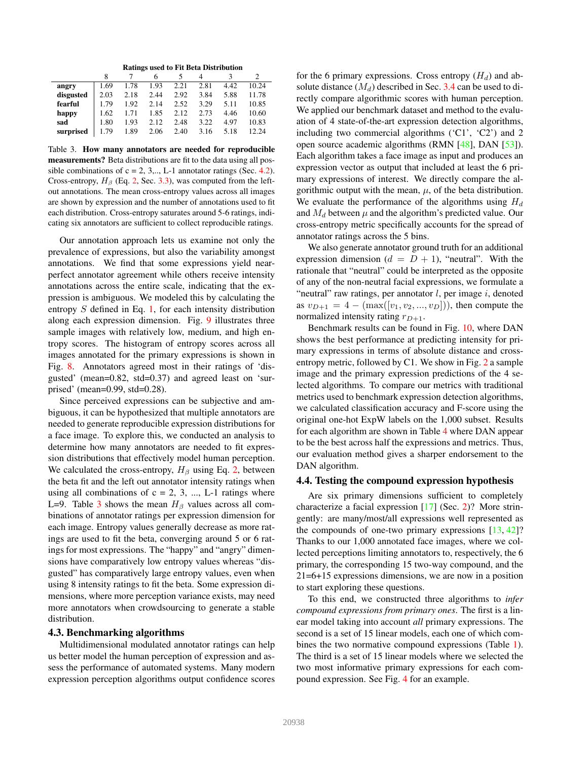**Ratings used to Fit Beta Distribution**

| | 8 | 7 | 6 | 5 | 4 | 3 | 2 |
|---|---|---|---|---|---|---|---|
| **angry** | 1.69 | 1.78 | 1.93 | 2.21 | 2.81 | 4.42 | 10.24 |
| **disgusted** | 2.03 | 2.18 | 2.44 | 2.92 | 3.84 | 5.88 | 11.78 |
| **fearful** | 1.79 | 1.92 | 2.14 | 2.52 | 3.29 | 5.11 | 10.85 |
| **happy** | 1.62 | 1.71 | 1.85 | 2.12 | 2.73 | 4.46 | 10.60 |
| **sad** | 1.80 | 1.93 | 2.12 | 2.48 | 3.22 | 4.97 | 10.83 |
| **surprised** | 1.79 | 1.89 | 2.06 | 2.40 | 3.16 | 5.18 | 12.24 |

Table 3. **How many annotators are needed for reproducible measurements?** Beta distributions are fit to the data using all possible combinations of c = 2, 3,.., L-1 annotator ratings (Sec. 4.2). Cross-entropy, $H_\beta$ (Eq. 2, Sec. 3.3), was computed from the left-out annotations. The mean cross-entropy values across all images are shown by expression and the number of annotations used to fit each distribution. Cross-entropy saturates around 5-6 ratings, indicating six annotators are sufficient to collect reproducible ratings.

Our annotation approach lets us examine not only the prevalence of expressions, but also the variability amongst annotations. We find that some expressions yield near-perfect annotator agreement while others receive intensity annotations across the entire scale, indicating that the expression is ambiguous. We modeled this by calculating the entropy $S$ defined in Eq. 1, for each intensity distribution along each expression dimension. Fig. 9 illustrates three sample images with relatively low, medium, and high entropy scores. The histogram of entropy scores across all images annotated for the primary expressions is shown in Fig. 8. Annotators agreed most in their ratings of 'disgusted' (mean=0.82, std=0.37) and agreed least on 'surprised' (mean=0.99, std=0.28).

Since perceived expressions can be subjective and ambiguous, it can be hypothesized that multiple annotators are needed to generate reproducible expression distributions for a face image. To explore this, we conducted an analysis to determine how many annotators are needed to fit expression distributions that effectively model human perception. We calculated the cross-entropy, $H_\beta$ using Eq. 2, between the beta fit and the left out annotator intensity ratings when using all combinations of c = 2, 3, ..., L-1 ratings where L=9. Table 3 shows the mean $H_\beta$ values across all combinations of annotator ratings per expression dimension for each image. Entropy values generally decrease as more ratings are used to fit the beta, converging around 5 or 6 ratings for most expressions. The "happy" and "angry" dimensions have comparatively low entropy values whereas "disgusted" has comparatively large entropy values, even when using 8 intensity ratings to fit the beta. Some expression dimensions, where more perception variance exists, may need more annotators when crowdsourcing to generate a stable distribution.

### 4.3. Benchmarking algorithms

Multidimensional modulated annotator ratings can help us better model the human perception of expression and assess the performance of automated systems. Many modern expression perception algorithms output confidence scores for the 6 primary expressions. Cross entropy ($H_d$) and absolute distance ($M_d$) described in Sec. 3.4 can be used to directly compare algorithmic scores with human perception. We applied our benchmark dataset and method to the evaluation of 4 state-of-the-art expression detection algorithms, including two commercial algorithms ('C1', 'C2') and 2 open source academic algorithms (RMN [48], DAN [53]). Each algorithm takes a face image as input and produces an expression vector as output that included at least the 6 primary expressions of interest. We directly compare the algorithmic output with the mean, $\mu$, of the beta distribution. We evaluate the performance of the algorithms using $H_d$ and $M_d$ between $\mu$ and the algorithm's predicted value. Our cross-entropy metric specifically accounts for the spread of annotator ratings across the 5 bins.

We also generate annotator ground truth for an additional expression dimension ($d = D + 1$), "neutral". With the rationale that "neutral" could be interpreted as the opposite of any of the non-neutral facial expressions, we formulate a "neutral" raw ratings, per annotator $l$, per image $i$, denoted as $v_{D+1} = 4 - (\max([v_1, v_2, ..., v_D]))$, then compute the normalized intensity rating $r_{D+1}$.

Benchmark results can be found in Fig. 10, where DAN shows the best performance at predicting intensity for primary expressions in terms of absolute distance and cross-entropy metric, followed by C1. We show in Fig. 2 a sample image and the primary expression predictions of the 4 selected algorithms. To compare our metrics with traditional metrics used to benchmark expression detection algorithms, we calculated classification accuracy and F-score using the original one-hot ExpW labels on the 1,000 subset. Results for each algorithm are shown in Table 4 where DAN appear to be the best across half the expressions and metrics. Thus, our evaluation method gives a sharper endorsement to the DAN algorithm.

### 4.4. Testing the compound expression hypothesis

Are six primary dimensions sufficient to completely characterize a facial expression [17] (Sec. 2)? More stringently: are many/most/all expressions well represented as the compounds of one-two primary expressions [13, 42]? Thanks to our 1,000 annotated face images, where we collected perceptions limiting annotators to, respectively, the 6 primary, the corresponding 15 two-way compound, and the 21=6+15 expressions dimensions, we are now in a position to start exploring these questions.

To this end, we constructed three algorithms to *infer compound expressions from primary ones*. The first is a linear model taking into account *all* primary expressions. The second is a set of 15 linear models, each one of which combines the two normative compound expressions (Table 1). The third is a set of 15 linear models where we selected the two most informative primary expressions for each compound expression. See Fig. 4 for an example.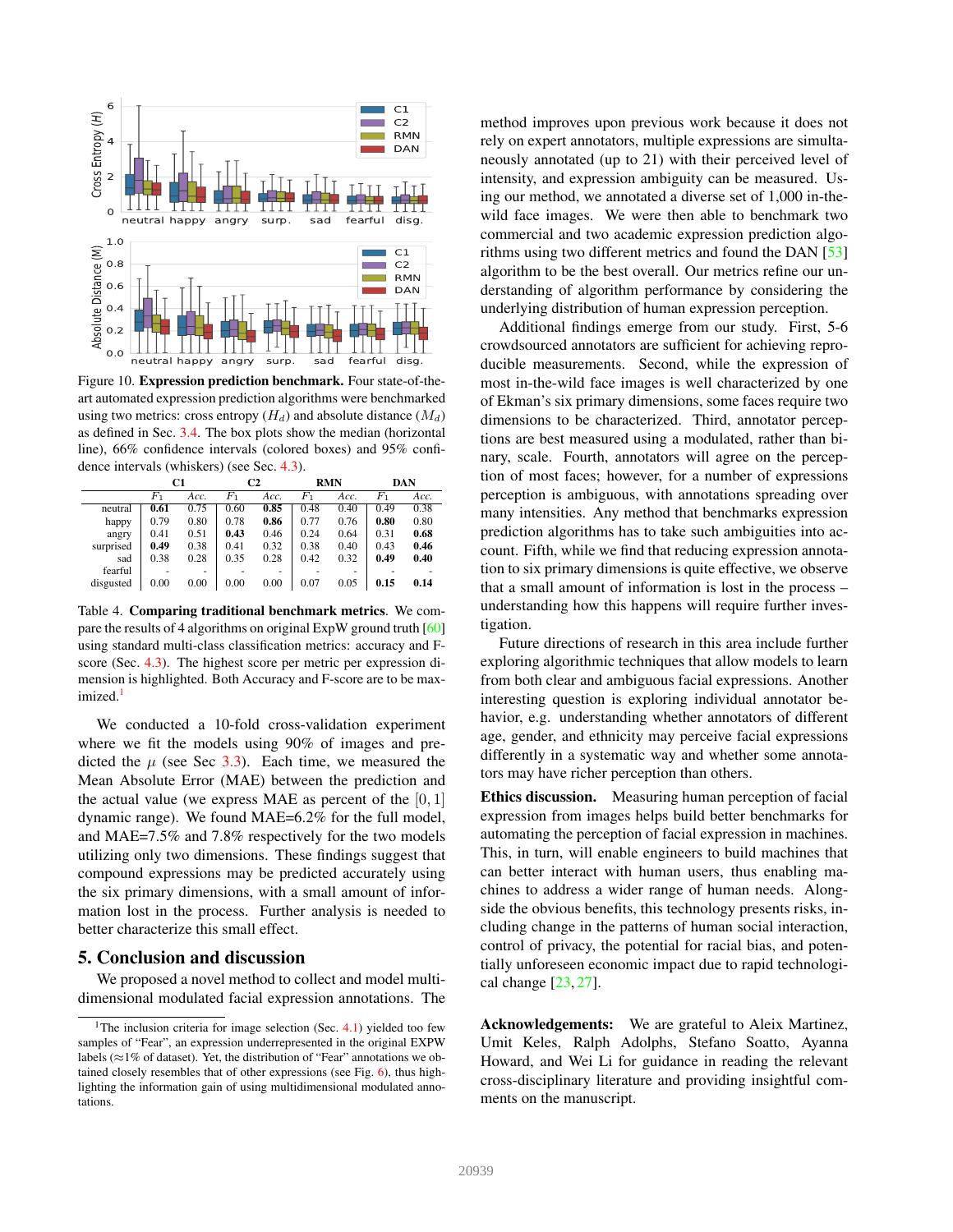Figure 10. **Expression prediction benchmark.** Four state-of-the-art automated expression prediction algorithms were benchmarked using two metrics: cross entropy ($H_d$) and absolute distance ($M_d$) as defined in Sec. 3.4. The box plots show the median (horizontal line), 66% confidence intervals (colored boxes) and 95% confidence intervals (whiskers) (see Sec. 4.3).

| | C1 | | C2 | | RMN | | DAN | |
|---|---|---|---|---|---|---|---|---|
| | $F_1$ | *Acc.* | $F_1$ | *Acc.* | $F_1$ | *Acc.* | $F_1$ | *Acc.* |
| neutral | **0.61** | 0.75 | 0.60 | **0.85** | 0.48 | 0.40 | 0.49 | 0.38 |
| happy | 0.79 | 0.80 | 0.78 | **0.86** | 0.77 | 0.76 | **0.80** | 0.80 |
| angry | 0.41 | 0.51 | **0.43** | 0.46 | 0.24 | 0.64 | 0.31 | **0.68** |
| surprised | **0.49** | 0.38 | 0.41 | 0.32 | 0.38 | 0.40 | 0.43 | **0.46** |
| sad | 0.38 | 0.28 | 0.35 | 0.28 | 0.42 | 0.32 | **0.49** | **0.40** |
| fearful | - | - | - | - | - | - | - | - |
| disgusted | 0.00 | 0.00 | 0.00 | 0.00 | 0.07 | 0.05 | **0.15** | **0.14** |

Table 4. **Comparing traditional benchmark metrics**. We compare the results of 4 algorithms on original ExpW ground truth [60] using standard multi-class classification metrics: accuracy and F-score (Sec. 4.3). The highest score per metric per expression dimension is highlighted. Both Accuracy and F-score are to be maximized.[1]

We conducted a 10-fold cross-validation experiment where we fit the models using 90% of images and predicted the $\mu$ (see Sec 3.3). Each time, we measured the Mean Absolute Error (MAE) between the prediction and the actual value (we express MAE as percent of the $[0, 1]$ dynamic range). We found MAE=6.2% for the full model, and MAE=7.5% and 7.8% respectively for the two models utilizing only two dimensions. These findings suggest that compound expressions may be predicted accurately using the six primary dimensions, with a small amount of information lost in the process. Further analysis is needed to better characterize this small effect.

## 5. Conclusion and discussion

We proposed a novel method to collect and model multi-dimensional modulated facial expression annotations. The method improves upon previous work because it does not rely on expert annotators, multiple expressions are simultaneously annotated (up to 21) with their perceived level of intensity, and expression ambiguity can be measured. Using our method, we annotated a diverse set of 1,000 in-the-wild face images. We were then able to benchmark two commercial and two academic expression prediction algorithms using two different metrics and found the DAN [53] algorithm to be the best overall. Our metrics refine our understanding of algorithm performance by considering the underlying distribution of human expression perception.

Additional findings emerge from our study. First, 5-6 crowdsourced annotators are sufficient for achieving reproducible measurements. Second, while the expression of most in-the-wild face images is well characterized by one of Ekman's six primary dimensions, some faces require two dimensions to be characterized. Third, annotator perceptions are best measured using a modulated, rather than binary, scale. Fourth, annotators will agree on the perception of most faces; however, for a number of expressions perception is ambiguous, with annotations spreading over many intensities. Any method that benchmarks expression prediction algorithms has to take such ambiguities into account. Fifth, while we find that reducing expression annotation to six primary dimensions is quite effective, we observe that a small amount of information is lost in the process – understanding how this happens will require further investigation.

Future directions of research in this area include further exploring algorithmic techniques that allow models to learn from both clear and ambiguous facial expressions. Another interesting question is exploring individual annotator behavior, e.g. understanding whether annotators of different age, gender, and ethnicity may perceive facial expressions differently in a systematic way and whether some annotators may have richer perception than others.

**Ethics discussion.** Measuring human perception of facial expression from images helps build better benchmarks for automating the perception of facial expression in machines. This, in turn, will enable engineers to build machines that can better interact with human users, thus enabling machines to address a wider range of human needs. Alongside the obvious benefits, this technology presents risks, including change in the patterns of human social interaction, control of privacy, the potential for racial bias, and potentially unforeseen economic impact due to rapid technological change [23, 27].

**Acknowledgements:** We are grateful to Aleix Martinez, Umit Keles, Ralph Adolphs, Stefano Soatto, Ayanna Howard, and Wei Li for guidance in reading the relevant cross-disciplinary literature and providing insightful comments on the manuscript.

[1] The inclusion criteria for image selection (Sec. 4.1) yielded too few samples of "Fear", an expression underrepresented in the original EXPW labels (≈1% of dataset). Yet, the distribution of "Fear" annotations we obtained closely resembles that of other expressions (see Fig. 6), thus highlighting the information gain of using multidimensional modulated annotations.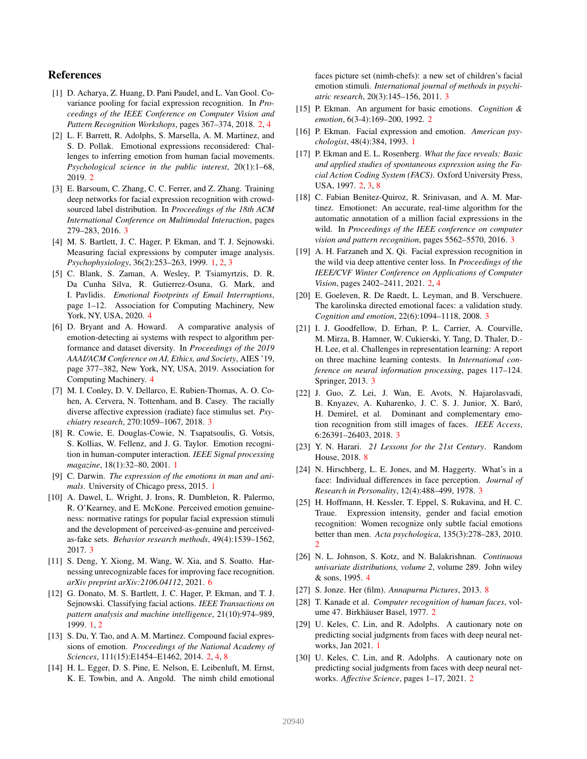## References

[1] D. Acharya, Z. Huang, D. Pani Paudel, and L. Van Gool. Covariance pooling for facial expression recognition. In *Proceedings of the IEEE Conference on Computer Vision and Pattern Recognition Workshops*, pages 367–374, 2018. 2, 4

[2] L. F. Barrett, R. Adolphs, S. Marsella, A. M. Martinez, and S. D. Pollak. Emotional expressions reconsidered: Challenges to inferring emotion from human facial movements. *Psychological science in the public interest*, 20(1):1–68, 2019. 2

[3] E. Barsoum, C. Zhang, C. C. Ferrer, and Z. Zhang. Training deep networks for facial expression recognition with crowd-sourced label distribution. In *Proceedings of the 18th ACM International Conference on Multimodal Interaction*, pages 279–283, 2016. 3

[4] M. S. Bartlett, J. C. Hager, P. Ekman, and T. J. Sejnowski. Measuring facial expressions by computer image analysis. *Psychophysiology*, 36(2):253–263, 1999. 1, 2, 3

[5] C. Blank, S. Zaman, A. Wesley, P. Tsiamyrtzis, D. R. Da Cunha Silva, R. Gutierrez-Osuna, G. Mark, and I. Pavlidis. *Emotional Footprints of Email Interruptions*, page 1–12. Association for Computing Machinery, New York, NY, USA, 2020. 4

[6] D. Bryant and A. Howard. A comparative analysis of emotion-detecting ai systems with respect to algorithm performance and dataset diversity. In *Proceedings of the 2019 AAAI/ACM Conference on AI, Ethics, and Society*, AIES '19, page 377–382, New York, NY, USA, 2019. Association for Computing Machinery. 4

[7] M. I. Conley, D. V. Dellarco, E. Rubien-Thomas, A. O. Cohen, A. Cervera, N. Tottenham, and B. Casey. The racially diverse affective expression (radiate) face stimulus set. *Psychiatry research*, 270:1059–1067, 2018. 3

[8] R. Cowie, E. Douglas-Cowie, N. Tsapatsoulis, G. Votsis, S. Kollias, W. Fellenz, and J. G. Taylor. Emotion recognition in human-computer interaction. *IEEE Signal processing magazine*, 18(1):32–80, 2001. 1

[9] C. Darwin. *The expression of the emotions in man and animals*. University of Chicago press, 2015. 1

[10] A. Dawel, L. Wright, J. Irons, R. Dumbleton, R. Palermo, R. O'Kearney, and E. McKone. Perceived emotion genuineness: normative ratings for popular facial expression stimuli and the development of perceived-as-genuine and perceived-as-fake sets. *Behavior research methods*, 49(4):1539–1562, 2017. 3

[11] S. Deng, Y. Xiong, M. Wang, W. Xia, and S. Soatto. Harnessing unrecognizable faces for improving face recognition. *arXiv preprint arXiv:2106.04112*, 2021. 6

[12] G. Donato, M. S. Bartlett, J. C. Hager, P. Ekman, and T. J. Sejnowski. Classifying facial actions. *IEEE Transactions on pattern analysis and machine intelligence*, 21(10):974–989, 1999. 1, 2

[13] S. Du, Y. Tao, and A. M. Martinez. Compound facial expressions of emotion. *Proceedings of the National Academy of Sciences*, 111(15):E1454–E1462, 2014. 2, 4, 8

[14] H. L. Egger, D. S. Pine, E. Nelson, E. Leibenluft, M. Ernst, K. E. Towbin, and A. Angold. The nimh child emotional faces picture set (nimh-chefs): a new set of children's facial emotion stimuli. *International journal of methods in psychiatric research*, 20(3):145–156, 2011. 3

[15] P. Ekman. An argument for basic emotions. *Cognition & emotion*, 6(3-4):169–200, 1992. 2

[16] P. Ekman. Facial expression and emotion. *American psychologist*, 48(4):384, 1993. 1

[17] P. Ekman and E. L. Rosenberg. *What the face reveals: Basic and applied studies of spontaneous expression using the Facial Action Coding System (FACS)*. Oxford University Press, USA, 1997. 2, 3, 8

[18] C. Fabian Benitez-Quiroz, R. Srinivasan, and A. M. Martinez. Emotionet: An accurate, real-time algorithm for the automatic annotation of a million facial expressions in the wild. In *Proceedings of the IEEE conference on computer vision and pattern recognition*, pages 5562–5570, 2016. 3

[19] A. H. Farzaneh and X. Qi. Facial expression recognition in the wild via deep attentive center loss. In *Proceedings of the IEEE/CVF Winter Conference on Applications of Computer Vision*, pages 2402–2411, 2021. 2, 4

[20] E. Goeleven, R. De Raedt, L. Leyman, and B. Verschuere. The karolinska directed emotional faces: a validation study. *Cognition and emotion*, 22(6):1094–1118, 2008. 3

[21] I. J. Goodfellow, D. Erhan, P. L. Carrier, A. Courville, M. Mirza, B. Hamner, W. Cukierski, Y. Tang, D. Thaler, D.-H. Lee, et al. Challenges in representation learning: A report on three machine learning contests. In *International conference on neural information processing*, pages 117–124. Springer, 2013. 3

[22] J. Guo, Z. Lei, J. Wan, E. Avots, N. Hajarolasvadi, B. Knyazev, A. Kuharenko, J. C. S. J. Junior, X. Baró, H. Demirel, et al. Dominant and complementary emotion recognition from still images of faces. *IEEE Access*, 6:26391–26403, 2018. 3

[23] Y. N. Harari. *21 Lessons for the 21st Century*. Random House, 2018. 8

[24] N. Hirschberg, L. E. Jones, and M. Haggerty. What's in a face: Individual differences in face perception. *Journal of Research in Personality*, 12(4):488–499, 1978. 3

[25] H. Hoffmann, H. Kessler, T. Eppel, S. Rukavina, and H. C. Traue. Expression intensity, gender and facial emotion recognition: Women recognize only subtle facial emotions better than men. *Acta psychologica*, 135(3):278–283, 2010. 2

[26] N. L. Johnson, S. Kotz, and N. Balakrishnan. *Continuous univariate distributions, volume 2*, volume 289. John wiley & sons, 1995. 4

[27] S. Jonze. Her (film). *Annapurna Pictures*, 2013. 8

[28] T. Kanade et al. *Computer recognition of human faces*, volume 47. Birkhäuser Basel, 1977. 2

[29] U. Keles, C. Lin, and R. Adolphs. A cautionary note on predicting social judgments from faces with deep neural networks, Jan 2021. 1

[30] U. Keles, C. Lin, and R. Adolphs. A cautionary note on predicting social judgments from faces with deep neural networks. *Affective Science*, pages 1–17, 2021. 2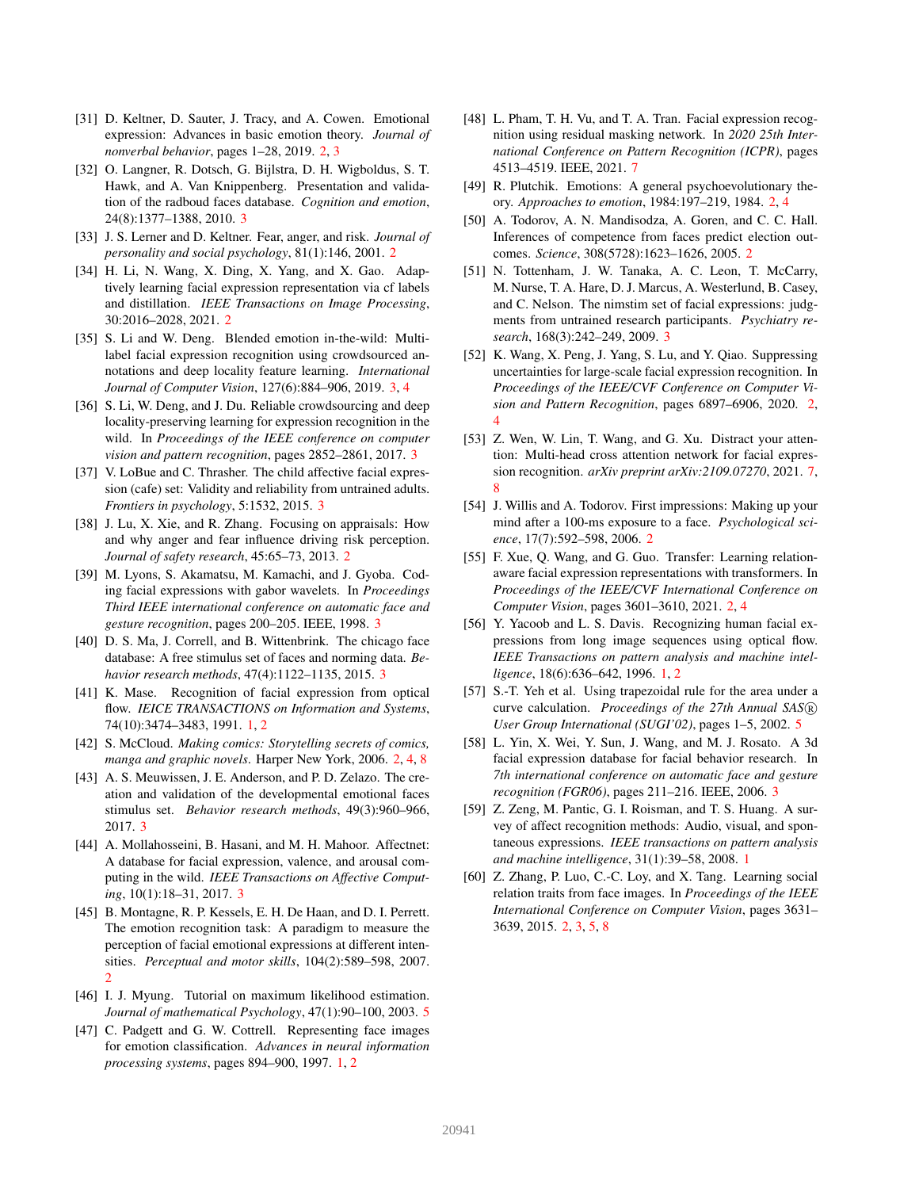[31] D. Keltner, D. Sauter, J. Tracy, and A. Cowen. Emotional expression: Advances in basic emotion theory. *Journal of nonverbal behavior*, pages 1–28, 2019. 2, 3

[32] O. Langner, R. Dotsch, G. Bijlstra, D. H. Wigboldus, S. T. Hawk, and A. Van Knippenberg. Presentation and validation of the radboud faces database. *Cognition and emotion*, 24(8):1377–1388, 2010. 3

[33] J. S. Lerner and D. Keltner. Fear, anger, and risk. *Journal of personality and social psychology*, 81(1):146, 2001. 2

[34] H. Li, N. Wang, X. Ding, X. Yang, and X. Gao. Adaptively learning facial expression representation via cf labels and distillation. *IEEE Transactions on Image Processing*, 30:2016–2028, 2021. 2

[35] S. Li and W. Deng. Blended emotion in-the-wild: Multi-label facial expression recognition using crowdsourced annotations and deep locality feature learning. *International Journal of Computer Vision*, 127(6):884–906, 2019. 3, 4

[36] S. Li, W. Deng, and J. Du. Reliable crowdsourcing and deep locality-preserving learning for expression recognition in the wild. In *Proceedings of the IEEE conference on computer vision and pattern recognition*, pages 2852–2861, 2017. 3

[37] V. LoBue and C. Thrasher. The child affective facial expression (cafe) set: Validity and reliability from untrained adults. *Frontiers in psychology*, 5:1532, 2015. 3

[38] J. Lu, X. Xie, and R. Zhang. Focusing on appraisals: How and why anger and fear influence driving risk perception. *Journal of safety research*, 45:65–73, 2013. 2

[39] M. Lyons, S. Akamatsu, M. Kamachi, and J. Gyoba. Coding facial expressions with gabor wavelets. In *Proceedings Third IEEE international conference on automatic face and gesture recognition*, pages 200–205. IEEE, 1998. 3

[40] D. S. Ma, J. Correll, and B. Wittenbrink. The chicago face database: A free stimulus set of faces and norming data. *Behavior research methods*, 47(4):1122–1135, 2015. 3

[41] K. Mase. Recognition of facial expression from optical flow. *IEICE TRANSACTIONS on Information and Systems*, 74(10):3474–3483, 1991. 1, 2

[42] S. McCloud. *Making comics: Storytelling secrets of comics, manga and graphic novels*. Harper New York, 2006. 2, 4, 8

[43] A. S. Meuwissen, J. E. Anderson, and P. D. Zelazo. The creation and validation of the developmental emotional faces stimulus set. *Behavior research methods*, 49(3):960–966, 2017. 3

[44] A. Mollahosseini, B. Hasani, and M. H. Mahoor. Affectnet: A database for facial expression, valence, and arousal computing in the wild. *IEEE Transactions on Affective Computing*, 10(1):18–31, 2017. 3

[45] B. Montagne, R. P. Kessels, E. H. De Haan, and D. I. Perrett. The emotion recognition task: A paradigm to measure the perception of facial emotional expressions at different intensities. *Perceptual and motor skills*, 104(2):589–598, 2007. 2

[46] I. J. Myung. Tutorial on maximum likelihood estimation. *Journal of mathematical Psychology*, 47(1):90–100, 2003. 5

[47] C. Padgett and G. W. Cottrell. Representing face images for emotion classification. *Advances in neural information processing systems*, pages 894–900, 1997. 1, 2

[48] L. Pham, T. H. Vu, and T. A. Tran. Facial expression recognition using residual masking network. In *2020 25th International Conference on Pattern Recognition (ICPR)*, pages 4513–4519. IEEE, 2021. 7

[49] R. Plutchik. Emotions: A general psychoevolutionary theory. *Approaches to emotion*, 1984:197–219, 1984. 2, 4

[50] A. Todorov, A. N. Mandisodza, A. Goren, and C. C. Hall. Inferences of competence from faces predict election outcomes. *Science*, 308(5728):1623–1626, 2005. 2

[51] N. Tottenham, J. W. Tanaka, A. C. Leon, T. McCarry, M. Nurse, T. A. Hare, D. J. Marcus, A. Westerlund, B. Casey, and C. Nelson. The nimstim set of facial expressions: judgments from untrained research participants. *Psychiatry research*, 168(3):242–249, 2009. 3

[52] K. Wang, X. Peng, J. Yang, S. Lu, and Y. Qiao. Suppressing uncertainties for large-scale facial expression recognition. In *Proceedings of the IEEE/CVF Conference on Computer Vision and Pattern Recognition*, pages 6897–6906, 2020. 2, 4

[53] Z. Wen, W. Lin, T. Wang, and G. Xu. Distract your attention: Multi-head cross attention network for facial expression recognition. *arXiv preprint arXiv:2109.07270*, 2021. 7, 8

[54] J. Willis and A. Todorov. First impressions: Making up your mind after a 100-ms exposure to a face. *Psychological science*, 17(7):592–598, 2006. 2

[55] F. Xue, Q. Wang, and G. Guo. Transfer: Learning relation-aware facial expression representations with transformers. In *Proceedings of the IEEE/CVF International Conference on Computer Vision*, pages 3601–3610, 2021. 2, 4

[56] Y. Yacoob and L. S. Davis. Recognizing human facial expressions from long image sequences using optical flow. *IEEE Transactions on pattern analysis and machine intelligence*, 18(6):636–642, 1996. 1, 2

[57] S.-T. Yeh et al. Using trapezoidal rule for the area under a curve calculation. *Proceedings of the 27th Annual SAS® User Group International (SUGI'02)*, pages 1–5, 2002. 5

[58] L. Yin, X. Wei, Y. Sun, J. Wang, and M. J. Rosato. A 3d facial expression database for facial behavior research. In *7th international conference on automatic face and gesture recognition (FGR06)*, pages 211–216. IEEE, 2006. 3

[59] Z. Zeng, M. Pantic, G. I. Roisman, and T. S. Huang. A survey of affect recognition methods: Audio, visual, and spontaneous expressions. *IEEE transactions on pattern analysis and machine intelligence*, 31(1):39–58, 2008. 1

[60] Z. Zhang, P. Luo, C.-C. Loy, and X. Tang. Learning social relation traits from face images. In *Proceedings of the IEEE International Conference on Computer Vision*, pages 3631–3639, 2015. 2, 3, 5, 8